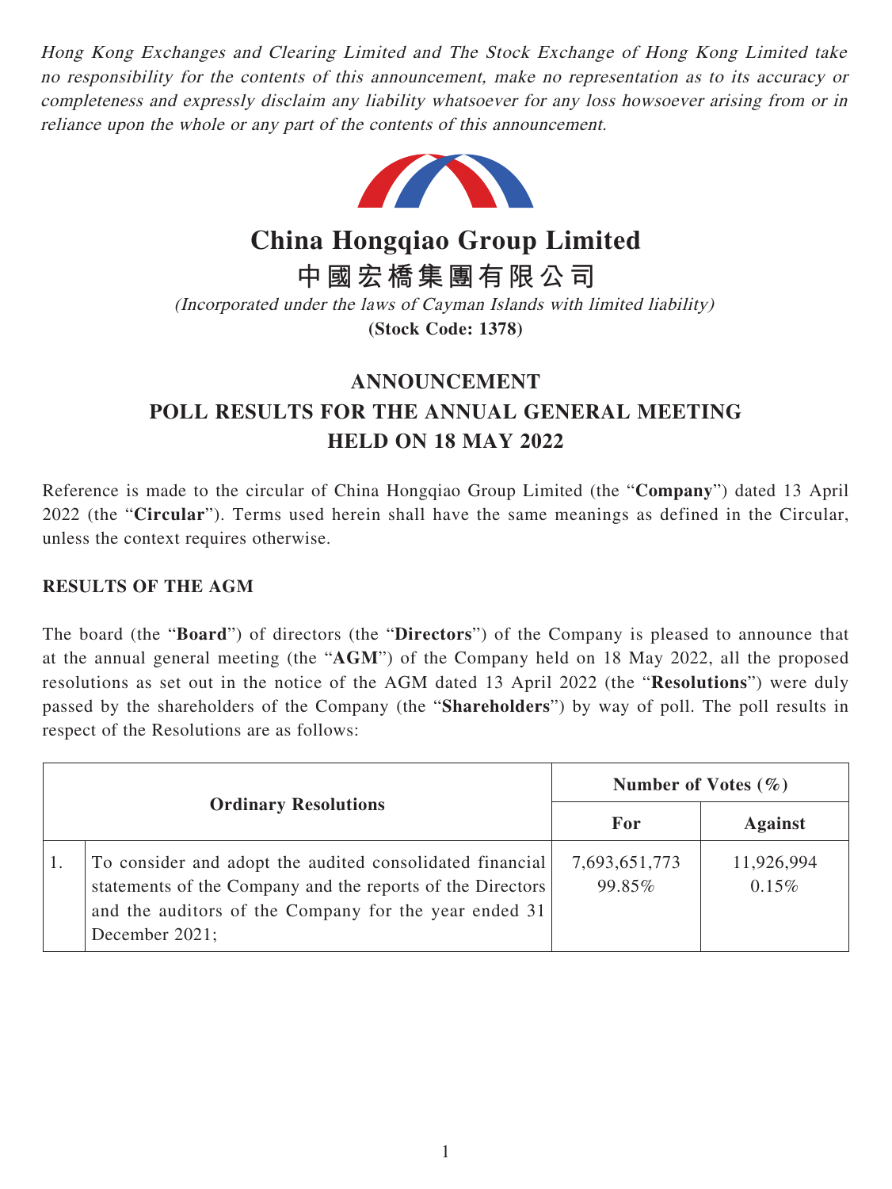*Hong Kong Exchanges and Clearing Limited and The Stock Exchange of Hong Kong Limited take no responsibility for the contents of this announcement, make no representation as to its accuracy or completeness and expressly disclaim any liability whatsoever for any loss howsoever arising from or in reliance upon the whole or any part of the contents of this announcement.*

# China Hongqiao Group Limited

# 中國宏橋集團有限公司

*(Incorporated under the laws of Cayman Islands with limited liability)*

**(Stock Code: 1378)**

## ANNOUNCEMENT
## POLL RESULTS FOR THE ANNUAL GENERAL MEETING HELD ON 18 MAY 2022

Reference is made to the circular of China Hongqiao Group Limited (the "**Company**") dated 13 April 2022 (the "**Circular**"). Terms used herein shall have the same meanings as defined in the Circular, unless the context requires otherwise.

**RESULTS OF THE AGM**

The board (the "**Board**") of directors (the "**Directors**") of the Company is pleased to announce that at the annual general meeting (the "**AGM**") of the Company held on 18 May 2022, all the proposed resolutions as set out in the notice of the AGM dated 13 April 2022 (the "**Resolutions**") were duly passed by the shareholders of the Company (the "**Shareholders**") by way of poll. The poll results in respect of the Resolutions are as follows:

| **Ordinary Resolutions** | | **Number of Votes (%)** | |
|---|---|---|---|
| | | **For** | **Against** |
| 1. | To consider and adopt the audited consolidated financial statements of the Company and the reports of the Directors and the auditors of the Company for the year ended 31 December 2021; | 7,693,651,773<br>99.85% | 11,926,994<br>0.15% |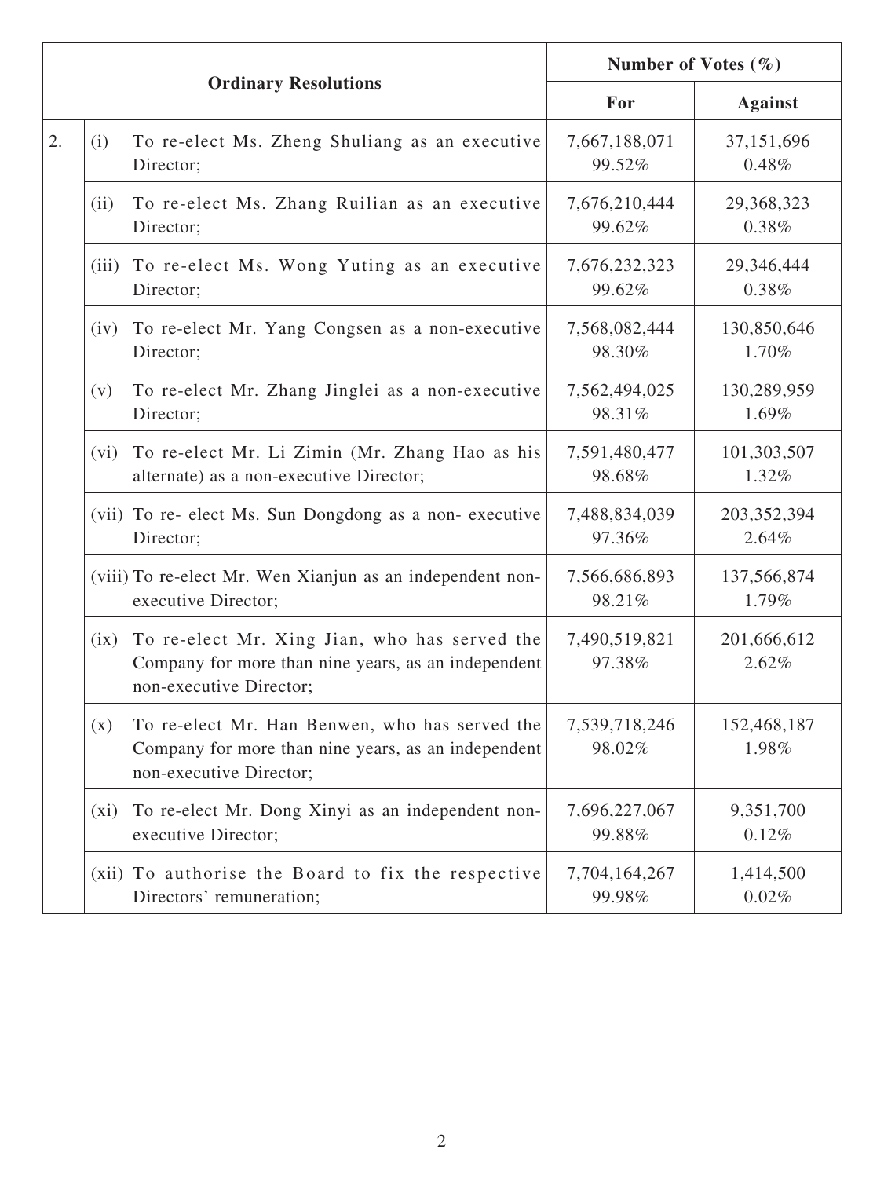| Ordinary Resolutions | | Number of Votes (%) | |
|---|---|---|---|
| | | For | Against |
| 2. | (i) To re-elect Ms. Zheng Shuliang as an executive Director; | 7,667,188,071<br>99.52% | 37,151,696<br>0.48% |
| | (ii) To re-elect Ms. Zhang Ruilian as an executive Director; | 7,676,210,444<br>99.62% | 29,368,323<br>0.38% |
| | (iii) To re-elect Ms. Wong Yuting as an executive Director; | 7,676,232,323<br>99.62% | 29,346,444<br>0.38% |
| | (iv) To re-elect Mr. Yang Congsen as a non-executive Director; | 7,568,082,444<br>98.30% | 130,850,646<br>1.70% |
| | (v) To re-elect Mr. Zhang Jinglei as a non-executive Director; | 7,562,494,025<br>98.31% | 130,289,959<br>1.69% |
| | (vi) To re-elect Mr. Li Zimin (Mr. Zhang Hao as his alternate) as a non-executive Director; | 7,591,480,477<br>98.68% | 101,303,507<br>1.32% |
| | (vii) To re- elect Ms. Sun Dongdong as a non- executive Director; | 7,488,834,039<br>97.36% | 203,352,394<br>2.64% |
| | (viii) To re-elect Mr. Wen Xianjun as an independent non-executive Director; | 7,566,686,893<br>98.21% | 137,566,874<br>1.79% |
| | (ix) To re-elect Mr. Xing Jian, who has served the Company for more than nine years, as an independent non-executive Director; | 7,490,519,821<br>97.38% | 201,666,612<br>2.62% |
| | (x) To re-elect Mr. Han Benwen, who has served the Company for more than nine years, as an independent non-executive Director; | 7,539,718,246<br>98.02% | 152,468,187<br>1.98% |
| | (xi) To re-elect Mr. Dong Xinyi as an independent non-executive Director; | 7,696,227,067<br>99.88% | 9,351,700<br>0.12% |
| | (xii) To authorise the Board to fix the respective Directors' remuneration; | 7,704,164,267<br>99.98% | 1,414,500<br>0.02% |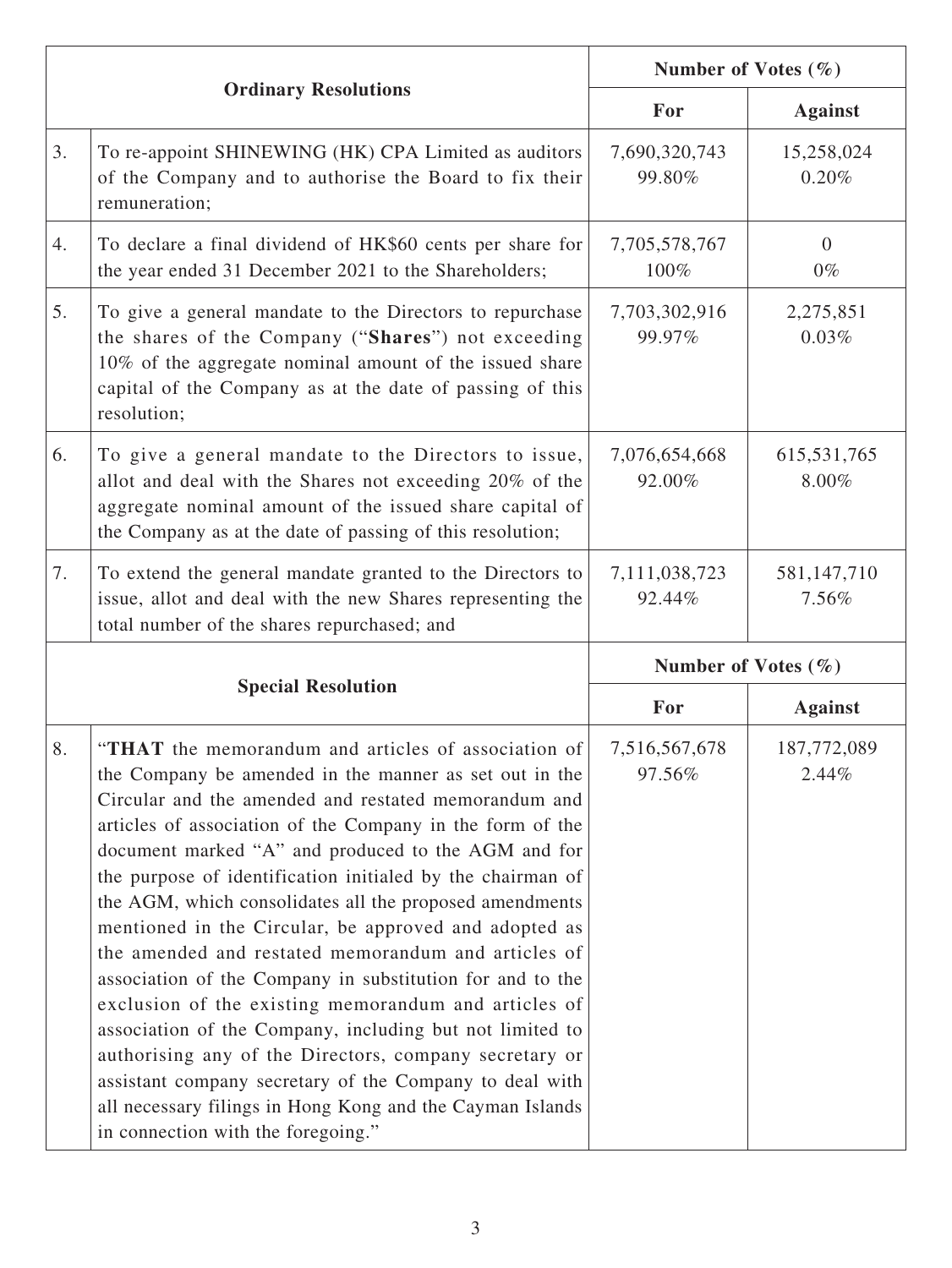| | Ordinary Resolutions | Number of Votes (%) | |
|---|---|---|---|
| | | **For** | **Against** |
| 3. | To re-appoint SHINEWING (HK) CPA Limited as auditors of the Company and to authorise the Board to fix their remuneration; | 7,690,320,743<br>99.80% | 15,258,024<br>0.20% |
| 4. | To declare a final dividend of HK$60 cents per share for the year ended 31 December 2021 to the Shareholders; | 7,705,578,767<br>100% | 0<br>0% |
| 5. | To give a general mandate to the Directors to repurchase the shares of the Company ("**Shares**") not exceeding 10% of the aggregate nominal amount of the issued share capital of the Company as at the date of passing of this resolution; | 7,703,302,916<br>99.97% | 2,275,851<br>0.03% |
| 6. | To give a general mandate to the Directors to issue, allot and deal with the Shares not exceeding 20% of the aggregate nominal amount of the issued share capital of the Company as at the date of passing of this resolution; | 7,076,654,668<br>92.00% | 615,531,765<br>8.00% |
| 7. | To extend the general mandate granted to the Directors to issue, allot and deal with the new Shares representing the total number of the shares repurchased; and | 7,111,038,723<br>92.44% | 581,147,710<br>7.56% |
| | **Special Resolution** | **Number of Votes (%)** | |
| | | **For** | **Against** |
| 8. | "**THAT** the memorandum and articles of association of the Company be amended in the manner as set out in the Circular and the amended and restated memorandum and articles of association of the Company in the form of the document marked "A" and produced to the AGM and for the purpose of identification initialed by the chairman of the AGM, which consolidates all the proposed amendments mentioned in the Circular, be approved and adopted as the amended and restated memorandum and articles of association of the Company in substitution for and to the exclusion of the existing memorandum and articles of association of the Company, including but not limited to authorising any of the Directors, company secretary or assistant company secretary of the Company to deal with all necessary filings in Hong Kong and the Cayman Islands in connection with the foregoing." | 7,516,567,678<br>97.56% | 187,772,089<br>2.44% |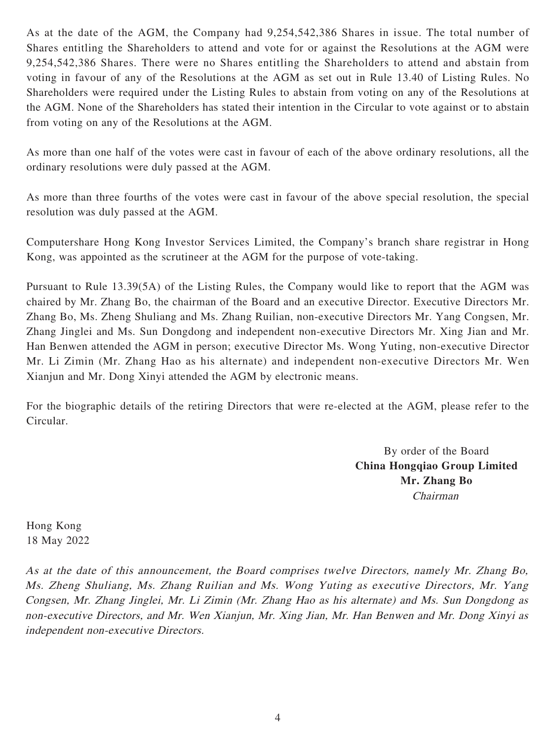As at the date of the AGM, the Company had 9,254,542,386 Shares in issue. The total number of Shares entitling the Shareholders to attend and vote for or against the Resolutions at the AGM were 9,254,542,386 Shares. There were no Shares entitling the Shareholders to attend and abstain from voting in favour of any of the Resolutions at the AGM as set out in Rule 13.40 of Listing Rules. No Shareholders were required under the Listing Rules to abstain from voting on any of the Resolutions at the AGM. None of the Shareholders has stated their intention in the Circular to vote against or to abstain from voting on any of the Resolutions at the AGM.

As more than one half of the votes were cast in favour of each of the above ordinary resolutions, all the ordinary resolutions were duly passed at the AGM.

As more than three fourths of the votes were cast in favour of the above special resolution, the special resolution was duly passed at the AGM.

Computershare Hong Kong Investor Services Limited, the Company's branch share registrar in Hong Kong, was appointed as the scrutineer at the AGM for the purpose of vote-taking.

Pursuant to Rule 13.39(5A) of the Listing Rules, the Company would like to report that the AGM was chaired by Mr. Zhang Bo, the chairman of the Board and an executive Director. Executive Directors Mr. Zhang Bo, Ms. Zheng Shuliang and Ms. Zhang Ruilian, non-executive Directors Mr. Yang Congsen, Mr. Zhang Jinglei and Ms. Sun Dongdong and independent non-executive Directors Mr. Xing Jian and Mr. Han Benwen attended the AGM in person; executive Director Ms. Wong Yuting, non-executive Director Mr. Li Zimin (Mr. Zhang Hao as his alternate) and independent non-executive Directors Mr. Wen Xianjun and Mr. Dong Xinyi attended the AGM by electronic means.

For the biographic details of the retiring Directors that were re-elected at the AGM, please refer to the Circular.

By order of the Board
**China Hongqiao Group Limited**
**Mr. Zhang Bo**
*Chairman*

Hong Kong
18 May 2022

*As at the date of this announcement, the Board comprises twelve Directors, namely Mr. Zhang Bo, Ms. Zheng Shuliang, Ms. Zhang Ruilian and Ms. Wong Yuting as executive Directors, Mr. Yang Congsen, Mr. Zhang Jinglei, Mr. Li Zimin (Mr. Zhang Hao as his alternate) and Ms. Sun Dongdong as non-executive Directors, and Mr. Wen Xianjun, Mr. Xing Jian, Mr. Han Benwen and Mr. Dong Xinyi as independent non-executive Directors.*